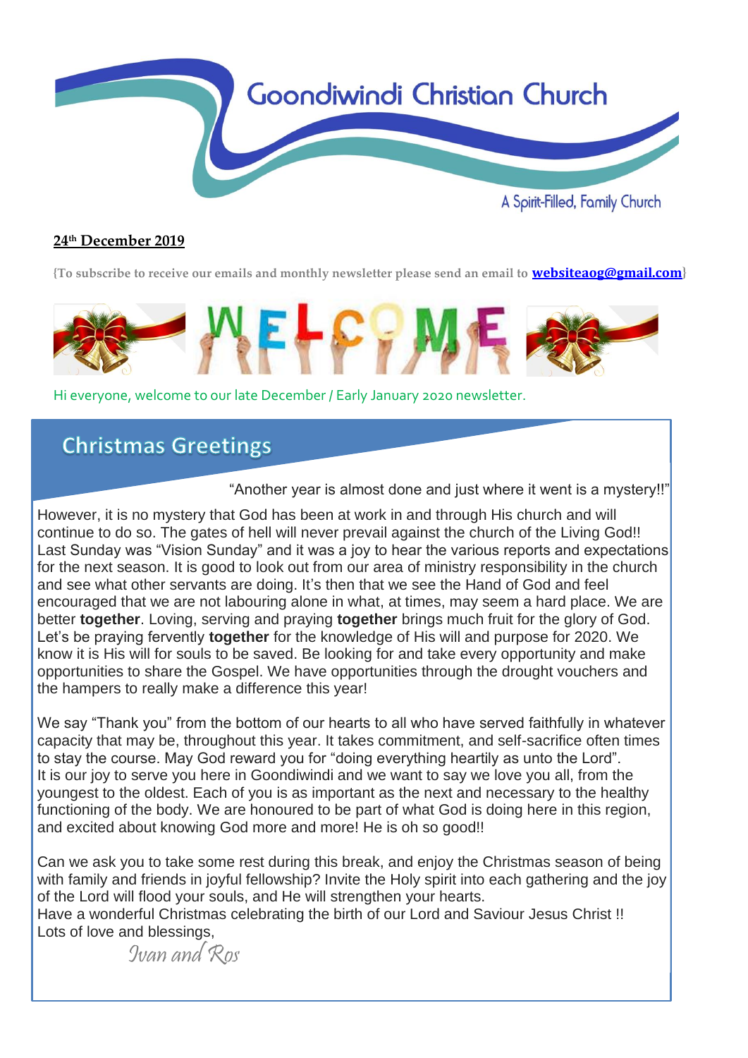# Goondiwindi Christian Church

A Spirit-Filled, Family Church

**24th December 2019**

{To subscribe to receive our emails and monthly newsletter please send an email to **websiteaog@gmail.com**}

WELCOME

Hi everyone, welcome to our late December / Early January 2020 newsletter.

## Christmas Greetings

"Another year is almost done and just where it went is a mystery!!"

However, it is no mystery that God has been at work in and through His church and will continue to do so. The gates of hell will never prevail against the church of the Living God!! Last Sunday was "Vision Sunday" and it was a joy to hear the various reports and expectations for the next season. It is good to look out from our area of ministry responsibility in the church and see what other servants are doing. It's then that we see the Hand of God and feel encouraged that we are not labouring alone in what, at times, may seem a hard place. We are better **together**. Loving, serving and praying **together** brings much fruit for the glory of God. Let's be praying fervently **together** for the knowledge of His will and purpose for 2020. We know it is His will for souls to be saved. Be looking for and take every opportunity and make opportunities to share the Gospel. We have opportunities through the drought vouchers and the hampers to really make a difference this year!

We say "Thank you" from the bottom of our hearts to all who have served faithfully in whatever capacity that may be, throughout this year. It takes commitment, and self-sacrifice often times to stay the course. May God reward you for "doing everything heartily as unto the Lord". It is our joy to serve you here in Goondiwindi and we want to say we love you all, from the youngest to the oldest. Each of you is as important as the next and necessary to the healthy functioning of the body. We are honoured to be part of what God is doing here in this region, and excited about knowing God more and more! He is oh so good!!

Can we ask you to take some rest during this break, and enjoy the Christmas season of being with family and friends in joyful fellowship? Invite the Holy spirit into each gathering and the joy of the Lord will flood your souls, and He will strengthen your hearts.
Have a wonderful Christmas celebrating the birth of our Lord and Saviour Jesus Christ !!
Lots of love and blessings,

*Ivan and Ros*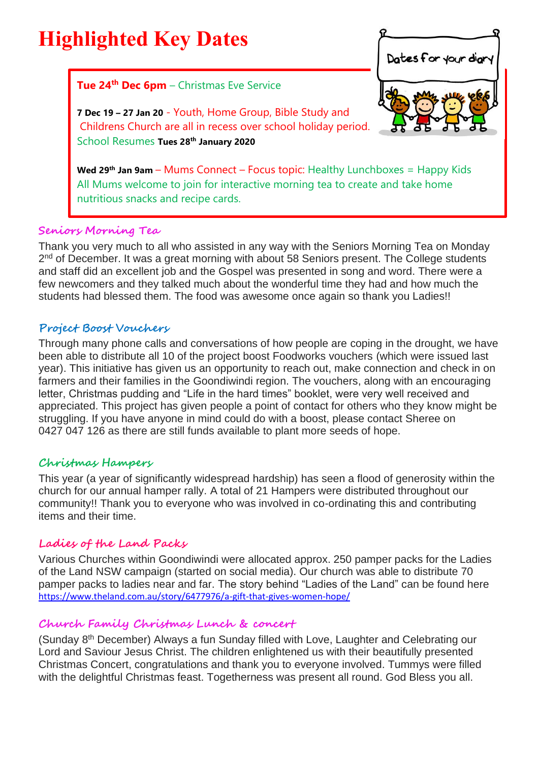# Highlighted Key Dates

**Tue 24th Dec 6pm** – Christmas Eve Service

**7 Dec 19 – 27 Jan 20** - Youth, Home Group, Bible Study and Childrens Church are all in recess over school holiday period. School Resumes **Tues 28th January 2020**

**Wed 29th Jan 9am** – Mums Connect – Focus topic: Healthy Lunchboxes = Happy Kids
All Mums welcome to join for interactive morning tea to create and take home nutritious snacks and recipe cards.

### Seniors Morning Tea

Thank you very much to all who assisted in any way with the Seniors Morning Tea on Monday 2nd of December. It was a great morning with about 58 Seniors present. The College students and staff did an excellent job and the Gospel was presented in song and word. There were a few newcomers and they talked much about the wonderful time they had and how much the students had blessed them. The food was awesome once again so thank you Ladies!!

### Project Boost Vouchers

Through many phone calls and conversations of how people are coping in the drought, we have been able to distribute all 10 of the project boost Foodworks vouchers (which were issued last year). This initiative has given us an opportunity to reach out, make connection and check in on farmers and their families in the Goondiwindi region. The vouchers, along with an encouraging letter, Christmas pudding and "Life in the hard times" booklet, were very well received and appreciated. This project has given people a point of contact for others who they know might be struggling. If you have anyone in mind could do with a boost, please contact Sheree on 0427 047 126 as there are still funds available to plant more seeds of hope.

### Christmas Hampers

This year (a year of significantly widespread hardship) has seen a flood of generosity within the church for our annual hamper rally. A total of 21 Hampers were distributed throughout our community!! Thank you to everyone who was involved in co-ordinating this and contributing items and their time.

### Ladies of the Land Packs

Various Churches within Goondiwindi were allocated approx. 250 pamper packs for the Ladies of the Land NSW campaign (started on social media). Our church was able to distribute 70 pamper packs to ladies near and far. The story behind "Ladies of the Land" can be found here https://www.theland.com.au/story/6477976/a-gift-that-gives-women-hope/

### Church Family Christmas Lunch & concert

(Sunday 8th December) Always a fun Sunday filled with Love, Laughter and Celebrating our Lord and Saviour Jesus Christ. The children enlightened us with their beautifully presented Christmas Concert, congratulations and thank you to everyone involved. Tummys were filled with the delightful Christmas feast. Togetherness was present all round. God Bless you all.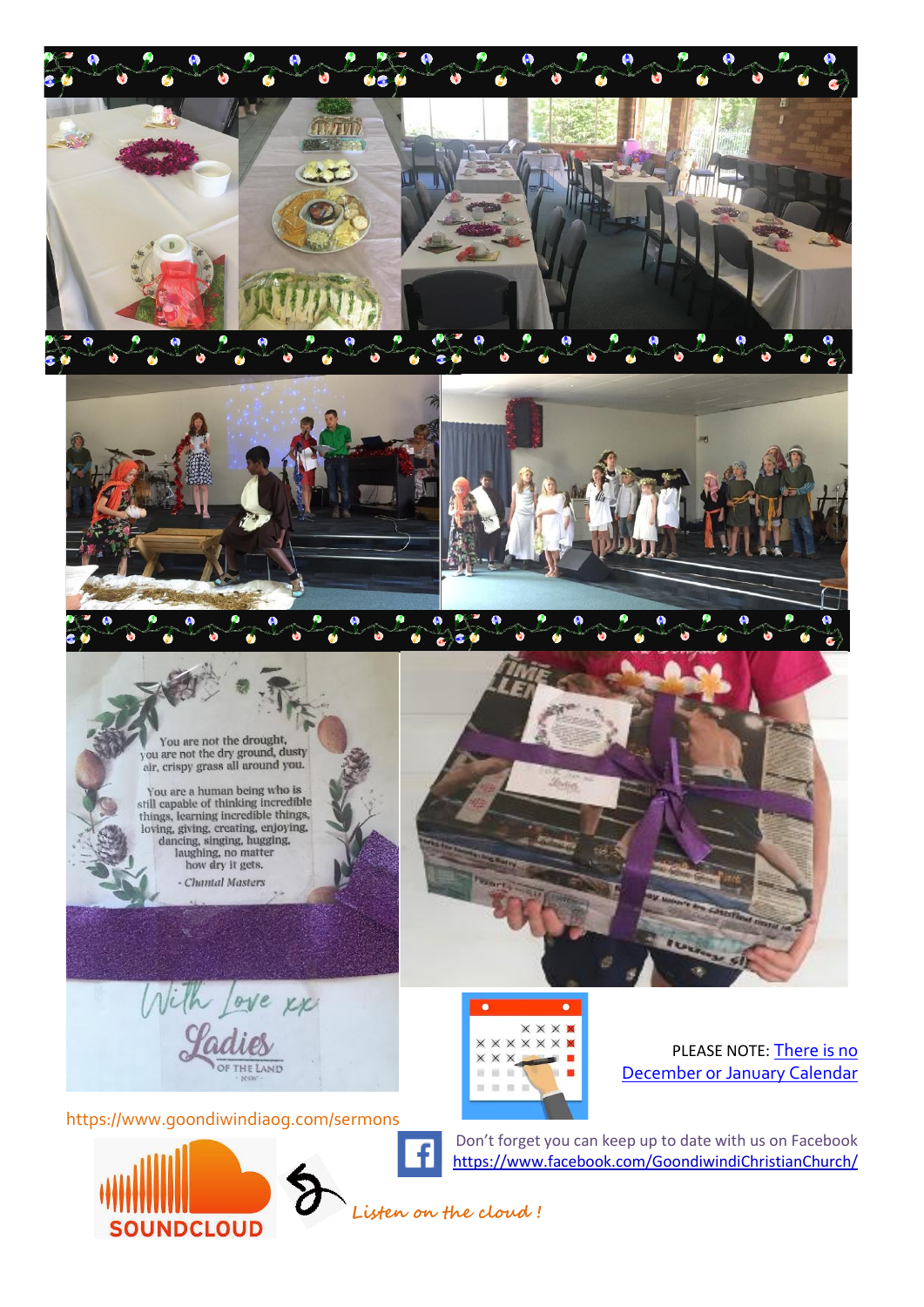You are not the drought,
you are not the dry ground, dusty
air, crispy grass all around you.

You are a human being who is
still capable of thinking incredible
things, learning incredible things,
loving, giving, creating, enjoying,
dancing, singing, hugging,
laughing, no matter
how dry it gets.

- *Chantal Masters*

*With Love xx*

*Ladies* OF THE LAND

PLEASE NOTE: There is no December or January Calendar

https://www.goondiwindiaog.com/sermons

Don't forget you can keep up to date with us on Facebook
https://www.facebook.com/GoondiwindiChristianChurch/

SOUNDCLOUD

*Listen on the cloud !*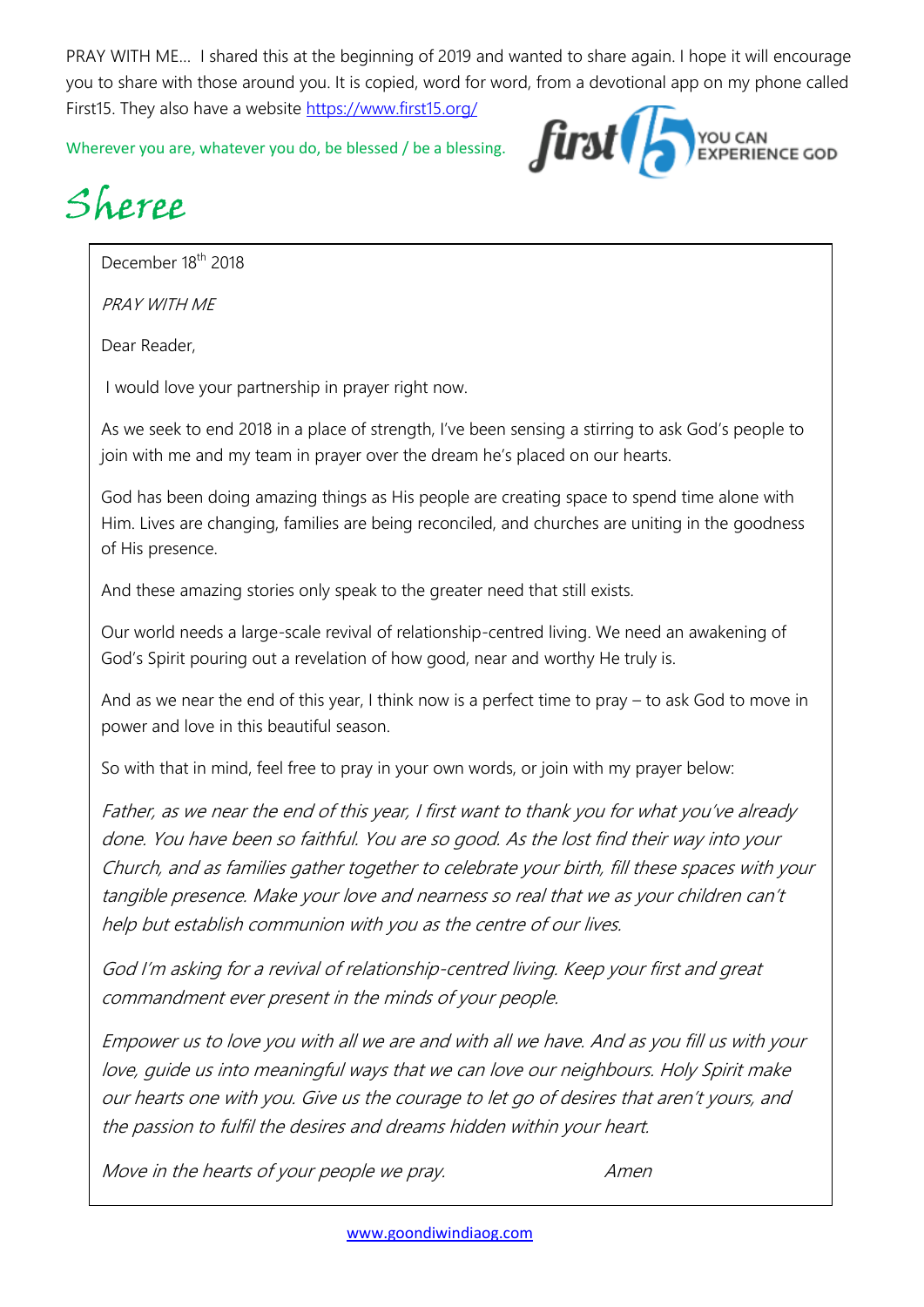PRAY WITH ME… I shared this at the beginning of 2019 and wanted to share again. I hope it will encourage you to share with those around you. It is copied, word for word, from a devotional app on my phone called First15. They also have a website https://www.first15.org/

Wherever you are, whatever you do, be blessed / be a blessing.

first 15 YOU CAN EXPERIENCE GOD

Sheree

December 18th 2018

*PRAY WITH ME*

Dear Reader,

I would love your partnership in prayer right now.

As we seek to end 2018 in a place of strength, I've been sensing a stirring to ask God's people to join with me and my team in prayer over the dream he's placed on our hearts.

God has been doing amazing things as His people are creating space to spend time alone with Him. Lives are changing, families are being reconciled, and churches are uniting in the goodness of His presence.

And these amazing stories only speak to the greater need that still exists.

Our world needs a large-scale revival of relationship-centred living. We need an awakening of God's Spirit pouring out a revelation of how good, near and worthy He truly is.

And as we near the end of this year, I think now is a perfect time to pray – to ask God to move in power and love in this beautiful season.

So with that in mind, feel free to pray in your own words, or join with my prayer below:

*Father, as we near the end of this year, I first want to thank you for what you've already done. You have been so faithful. You are so good. As the lost find their way into your Church, and as families gather together to celebrate your birth, fill these spaces with your tangible presence. Make your love and nearness so real that we as your children can't help but establish communion with you as the centre of our lives.*

*God I'm asking for a revival of relationship-centred living. Keep your first and great commandment ever present in the minds of your people.*

*Empower us to love you with all we are and with all we have. And as you fill us with your love, guide us into meaningful ways that we can love our neighbours. Holy Spirit make our hearts one with you. Give us the courage to let go of desires that aren't yours, and the passion to fulfil the desires and dreams hidden within your heart.*

*Move in the hearts of your people we pray.* *Amen*

www.goondiwindiaog.com